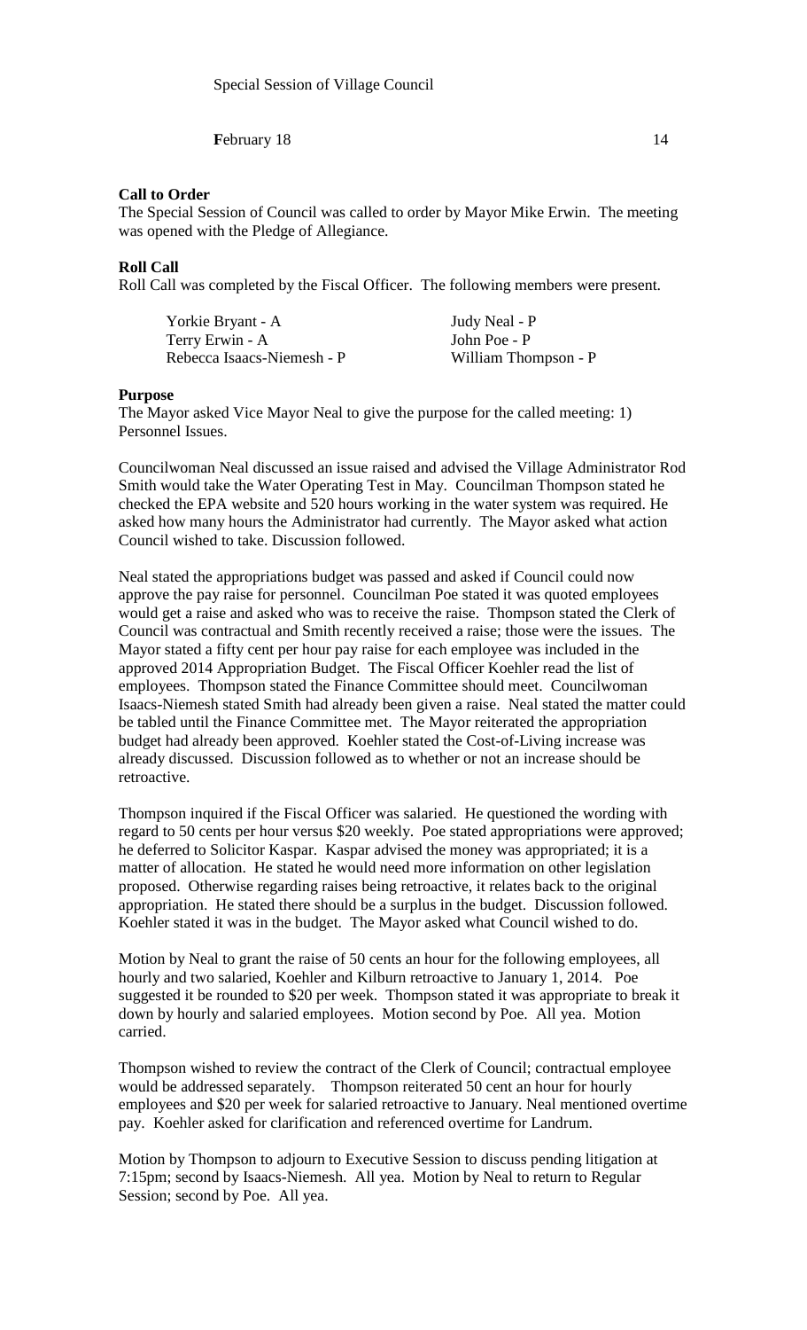Special Session of Village Council

**F**ebruary 18 14

**Call to Order**

The Special Session of Council was called to order by Mayor Mike Erwin. The meeting was opened with the Pledge of Allegiance.

**Roll Call**

Roll Call was completed by the Fiscal Officer. The following members were present.

| | |
|---|---|
| Yorkie Bryant - A | Judy Neal - P |
| Terry Erwin - A | John Poe - P |
| Rebecca Isaacs-Niemesh - P | William Thompson - P |

**Purpose**

The Mayor asked Vice Mayor Neal to give the purpose for the called meeting: 1) Personnel Issues.

Councilwoman Neal discussed an issue raised and advised the Village Administrator Rod Smith would take the Water Operating Test in May. Councilman Thompson stated he checked the EPA website and 520 hours working in the water system was required. He asked how many hours the Administrator had currently. The Mayor asked what action Council wished to take. Discussion followed.

Neal stated the appropriations budget was passed and asked if Council could now approve the pay raise for personnel. Councilman Poe stated it was quoted employees would get a raise and asked who was to receive the raise. Thompson stated the Clerk of Council was contractual and Smith recently received a raise; those were the issues. The Mayor stated a fifty cent per hour pay raise for each employee was included in the approved 2014 Appropriation Budget. The Fiscal Officer Koehler read the list of employees. Thompson stated the Finance Committee should meet. Councilwoman Isaacs-Niemesh stated Smith had already been given a raise. Neal stated the matter could be tabled until the Finance Committee met. The Mayor reiterated the appropriation budget had already been approved. Koehler stated the Cost-of-Living increase was already discussed. Discussion followed as to whether or not an increase should be retroactive.

Thompson inquired if the Fiscal Officer was salaried. He questioned the wording with regard to 50 cents per hour versus \$20 weekly. Poe stated appropriations were approved; he deferred to Solicitor Kaspar. Kaspar advised the money was appropriated; it is a matter of allocation. He stated he would need more information on other legislation proposed. Otherwise regarding raises being retroactive, it relates back to the original appropriation. He stated there should be a surplus in the budget. Discussion followed. Koehler stated it was in the budget. The Mayor asked what Council wished to do.

Motion by Neal to grant the raise of 50 cents an hour for the following employees, all hourly and two salaried, Koehler and Kilburn retroactive to January 1, 2014. Poe suggested it be rounded to \$20 per week. Thompson stated it was appropriate to break it down by hourly and salaried employees. Motion second by Poe. All yea. Motion carried.

Thompson wished to review the contract of the Clerk of Council; contractual employee would be addressed separately. Thompson reiterated 50 cent an hour for hourly employees and \$20 per week for salaried retroactive to January. Neal mentioned overtime pay. Koehler asked for clarification and referenced overtime for Landrum.

Motion by Thompson to adjourn to Executive Session to discuss pending litigation at 7:15pm; second by Isaacs-Niemesh. All yea. Motion by Neal to return to Regular Session; second by Poe. All yea.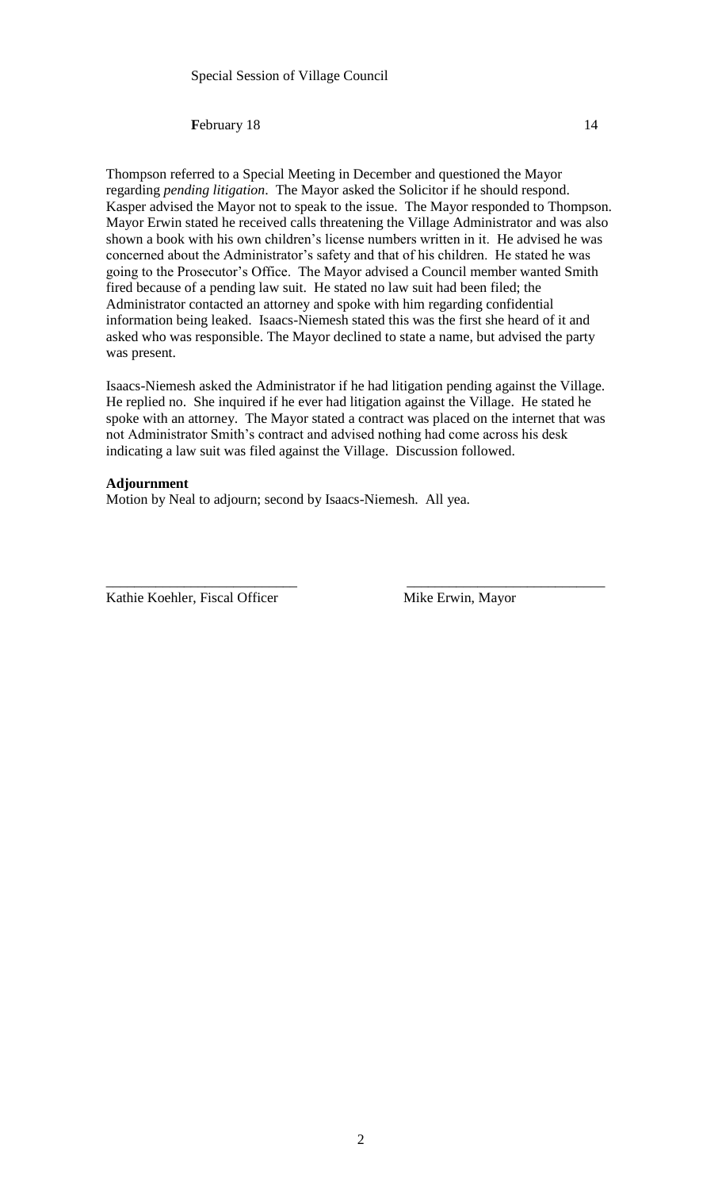Thompson referred to a Special Meeting in December and questioned the Mayor regarding *pending litigation*. The Mayor asked the Solicitor if he should respond. Kasper advised the Mayor not to speak to the issue. The Mayor responded to Thompson. Mayor Erwin stated he received calls threatening the Village Administrator and was also shown a book with his own children's license numbers written in it. He advised he was concerned about the Administrator's safety and that of his children. He stated he was going to the Prosecutor's Office. The Mayor advised a Council member wanted Smith fired because of a pending law suit. He stated no law suit had been filed; the Administrator contacted an attorney and spoke with him regarding confidential information being leaked. Isaacs-Niemesh stated this was the first she heard of it and asked who was responsible. The Mayor declined to state a name, but advised the party was present.

Isaacs-Niemesh asked the Administrator if he had litigation pending against the Village. He replied no. She inquired if he ever had litigation against the Village. He stated he spoke with an attorney. The Mayor stated a contract was placed on the internet that was not Administrator Smith's contract and advised nothing had come across his desk indicating a law suit was filed against the Village. Discussion followed.

**Adjournment**

Motion by Neal to adjourn; second by Isaacs-Niemesh. All yea.

___________________________ ___________________________

Kathie Koehler, Fiscal Officer Mike Erwin, Mayor